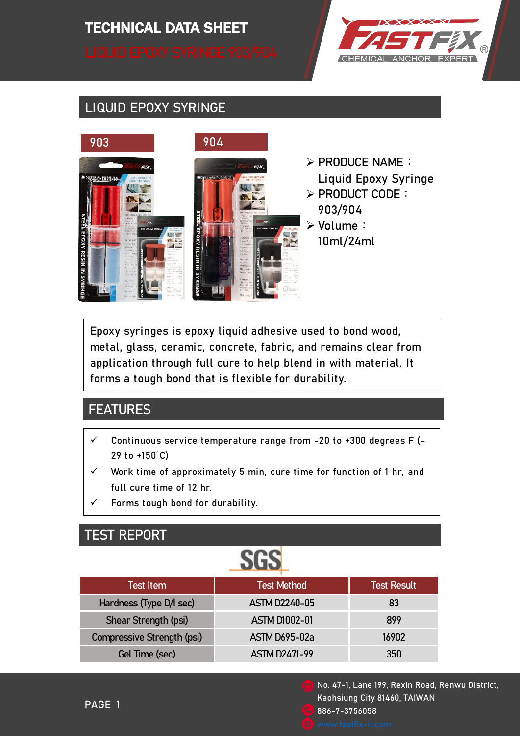# TECHNICAL DATA SHEET

LIQUID EPOXY SYRINGE 903/904

FASTFIX® CHEMICAL ANCHOR EXPERT

## LIQUID EPOXY SYRINGE

903

904

- PRODUCE NAME：Liquid Epoxy Syringe
- PRODUCT CODE：903/904
- Volume：10ml/24ml

Epoxy syringes is epoxy liquid adhesive used to bond wood, metal, glass, ceramic, concrete, fabric, and remains clear from application through full cure to help blend in with material. It forms a tough bond that is flexible for durability.

## FEATURES

- ✓ Continuous service temperature range from -20 to +300 degrees F (-29 to +150°C)
- ✓ Work time of approximately 5 min, cure time for function of 1 hr, and full cure time of 12 hr.
- ✓ Forms tough bond for durability.

## TEST REPORT

SGS

| Test Item | Test Method | Test Result |
|---|---|---|
| Hardness (Type D/l sec) | ASTM D2240-05 | 83 |
| Shear Strength (psi) | ASTM D1002-01 | 899 |
| Compressive Strength (psi) | ASTM D695-02a | 16902 |
| Gel Time (sec) | ASTM D2471-99 | 350 |

No. 47-1, Lane 199, Rexin Road, Renwu District, Kaohsiung City 81460, TAIWAN

886-7-3756058

www.fastfix-it.com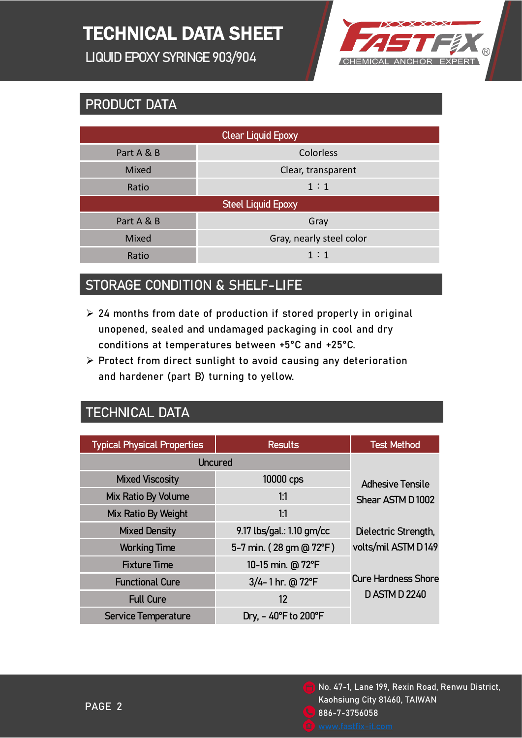# TECHNICAL DATA SHEET

LIQUID EPOXY SYRINGE 903/904

## PRODUCT DATA

| Clear Liquid Epoxy | |
|---|---|
| Part A & B | Colorless |
| Mixed | Clear, transparent |
| Ratio | 1：1 |
| **Steel Liquid Epoxy** | |
| Part A & B | Gray |
| Mixed | Gray, nearly steel color |
| Ratio | 1：1 |

## STORAGE CONDITION & SHELF-LIFE

- 24 months from date of production if stored properly in original unopened, sealed and undamaged packaging in cool and dry conditions at temperatures between +5°C and +25°C.
- Protect from direct sunlight to avoid causing any deterioration and hardener (part B) turning to yellow.

## TECHNICAL DATA

| Typical Physical Properties | Results | Test Method |
|---|---|---|
| Uncured | | Adhesive Tensile Shear ASTM D 1002<br>Dielectric Strength, volts/mil ASTM D 149<br>Cure Hardness Shore D ASTM D 2240 |
| Mixed Viscosity | 10000 cps | |
| Mix Ratio By Volume | 1:1 | |
| Mix Ratio By Weight | 1:1 | |
| Mixed Density | 9.17 lbs/gal.: 1.10 gm/cc | |
| Working Time | 5-7 min. ( 28 gm @ 72°F ) | |
| Fixture Time | 10-15 min. @ 72°F | |
| Functional Cure | 3/4- 1 hr. @ 72°F | |
| Full Cure | 12 | |
| Service Temperature | Dry, - 40°F to 200°F | |

No. 47-1, Lane 199, Rexin Road, Renwu District, Kaohsiung City 81460, TAIWAN
886-7-3756058
www.fastfix-it.com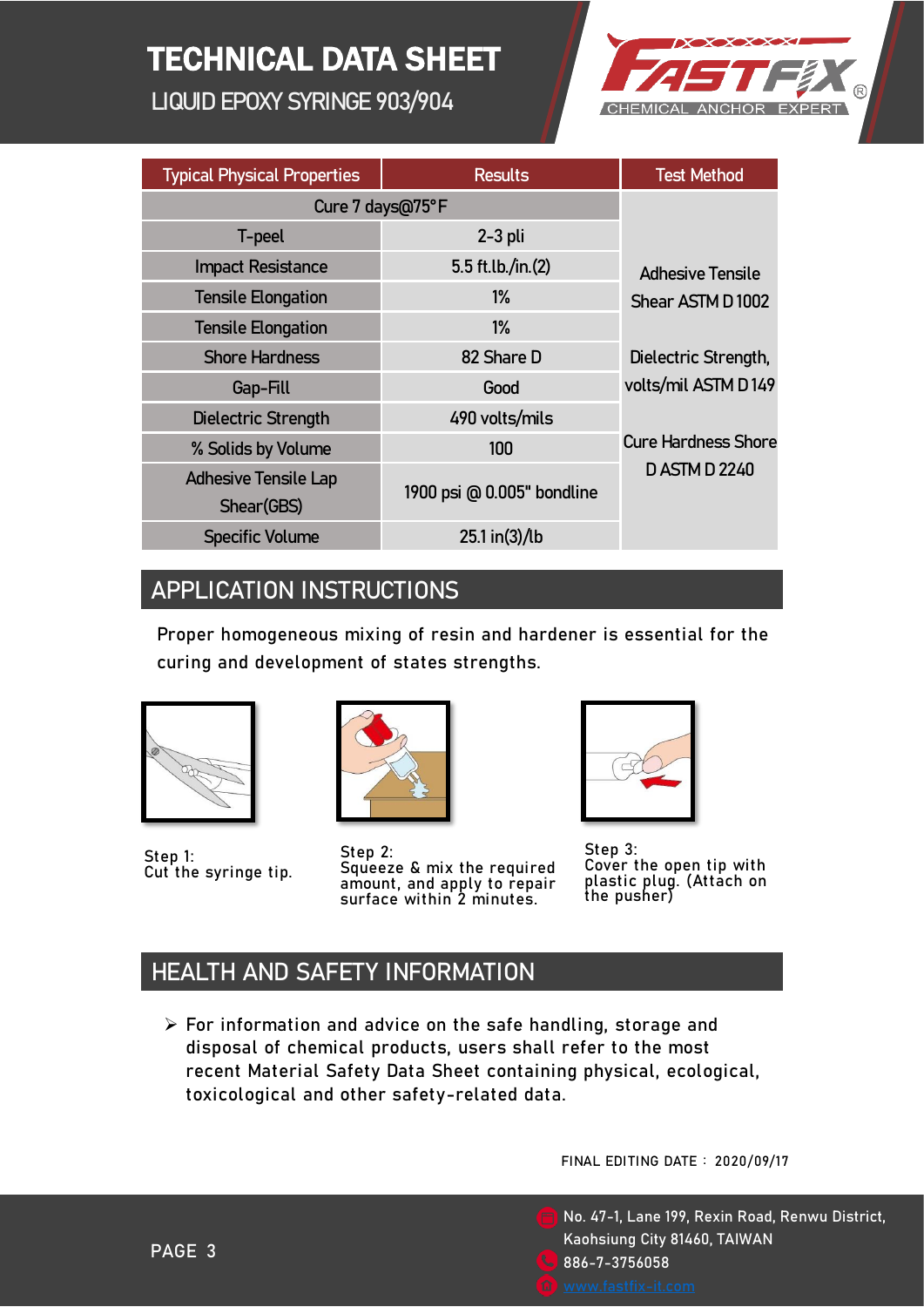# TECHNICAL DATA SHEET

LIQUID EPOXY SYRINGE 903/904

| Typical Physical Properties | Results | Test Method |
|---|---|---|
| Cure 7 days@75°F | | Adhesive Tensile Shear ASTM D 1002<br><br>Dielectric Strength, volts/mil ASTM D 149<br><br>Cure Hardness Shore D ASTM D 2240 |
| T-peel | 2-3 pli | |
| Impact Resistance | 5.5 ft.lb./in.(2) | |
| Tensile Elongation | 1% | |
| Tensile Elongation | 1% | |
| Shore Hardness | 82 Share D | |
| Gap-Fill | Good | |
| Dielectric Strength | 490 volts/mils | |
| % Solids by Volume | 100 | |
| Adhesive Tensile Lap Shear(GBS) | 1900 psi @ 0.005" bondline | |
| Specific Volume | 25.1 in(3)/lb | |

## APPLICATION INSTRUCTIONS

Proper homogeneous mixing of resin and hardener is essential for the curing and development of states strengths.

Step 1:
Cut the syringe tip.

Step 2:
Squeeze & mix the required amount, and apply to repair surface within 2 minutes.

Step 3:
Cover the open tip with plastic plug. (Attach on the pusher)

## HEALTH AND SAFETY INFORMATION

- For information and advice on the safe handling, storage and disposal of chemical products, users shall refer to the most recent Material Safety Data Sheet containing physical, ecological, toxicological and other safety-related data.

FINAL EDITING DATE : 2020/09/17

No. 47-1, Lane 199, Rexin Road, Renwu District, Kaohsiung City 81460, TAIWAN
886-7-3756058
www.fastfix-it.com